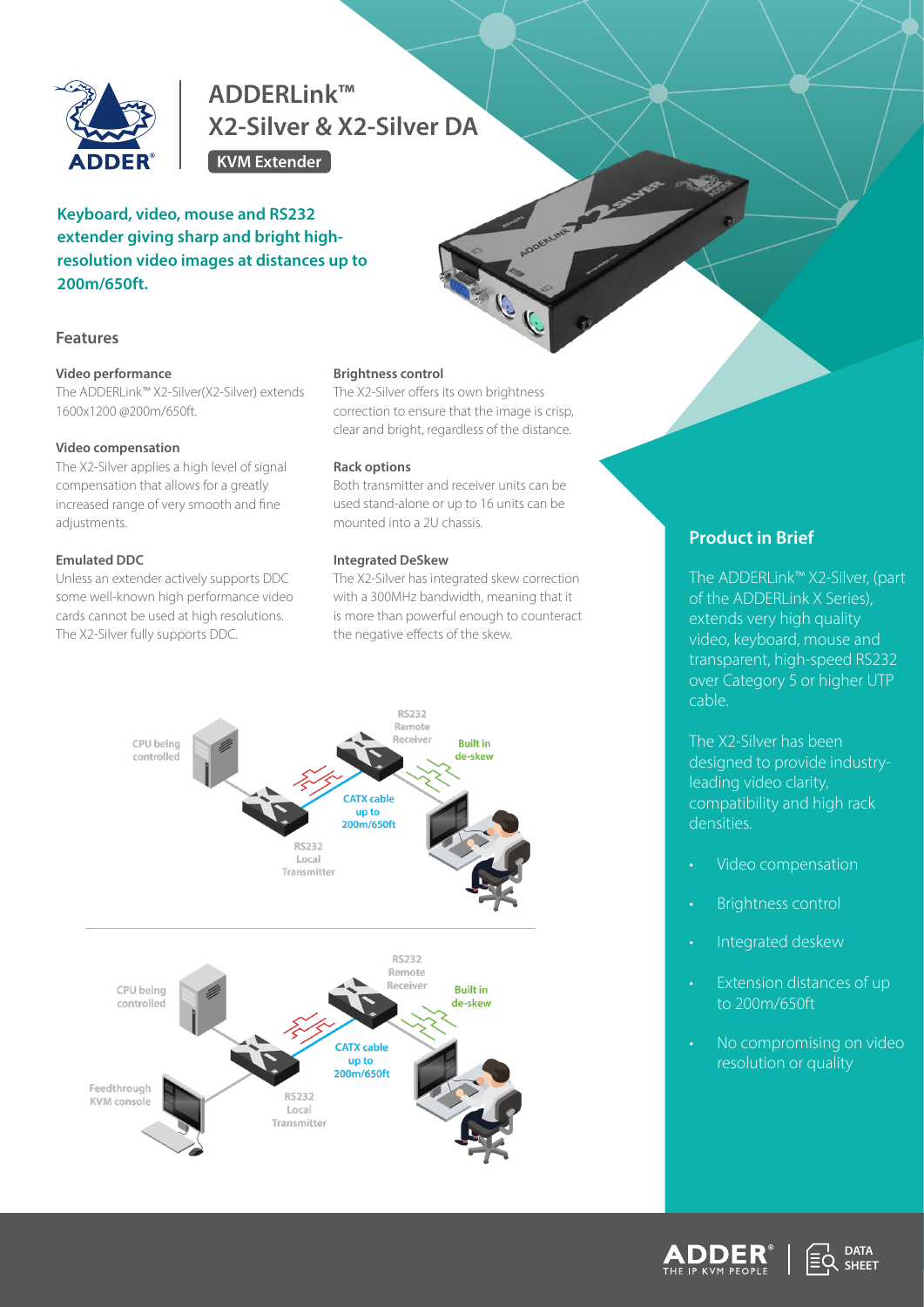# ADDERLink™ X2-Silver & X2-Silver DA

**KVM Extender**

**Keyboard, video, mouse and RS232 extender giving sharp and bright high-resolution video images at distances up to 200m/650ft.**

## Features

### Video performance

The ADDERLink™ X2-Silver(X2-Silver) extends 1600x1200 @200m/650ft.

### Video compensation

The X2-Silver applies a high level of signal compensation that allows for a greatly increased range of very smooth and fine adjustments.

### Emulated DDC

Unless an extender actively supports DDC some well-known high performance video cards cannot be used at high resolutions. The X2-Silver fully supports DDC.

### Brightness control

The X2-Silver offers its own brightness correction to ensure that the image is crisp, clear and bright, regardless of the distance.

### Rack options

Both transmitter and receiver units can be used stand-alone or up to 16 units can be mounted into a 2U chassis.

### Integrated DeSkew

The X2-Silver has integrated skew correction with a 300MHz bandwidth, meaning that it is more than powerful enough to counteract the negative effects of the skew.

## Product in Brief

The ADDERLink™ X2-Silver, (part of the ADDERLink X Series), extends very high quality video, keyboard, mouse and transparent, high-speed RS232 over Category 5 or higher UTP cable.

The X2-Silver has been designed to provide industry-leading video clarity, compatibility and high rack densities.

- Video compensation
- Brightness control
- Integrated deskew
- Extension distances of up to 200m/650ft
- No compromising on video resolution or quality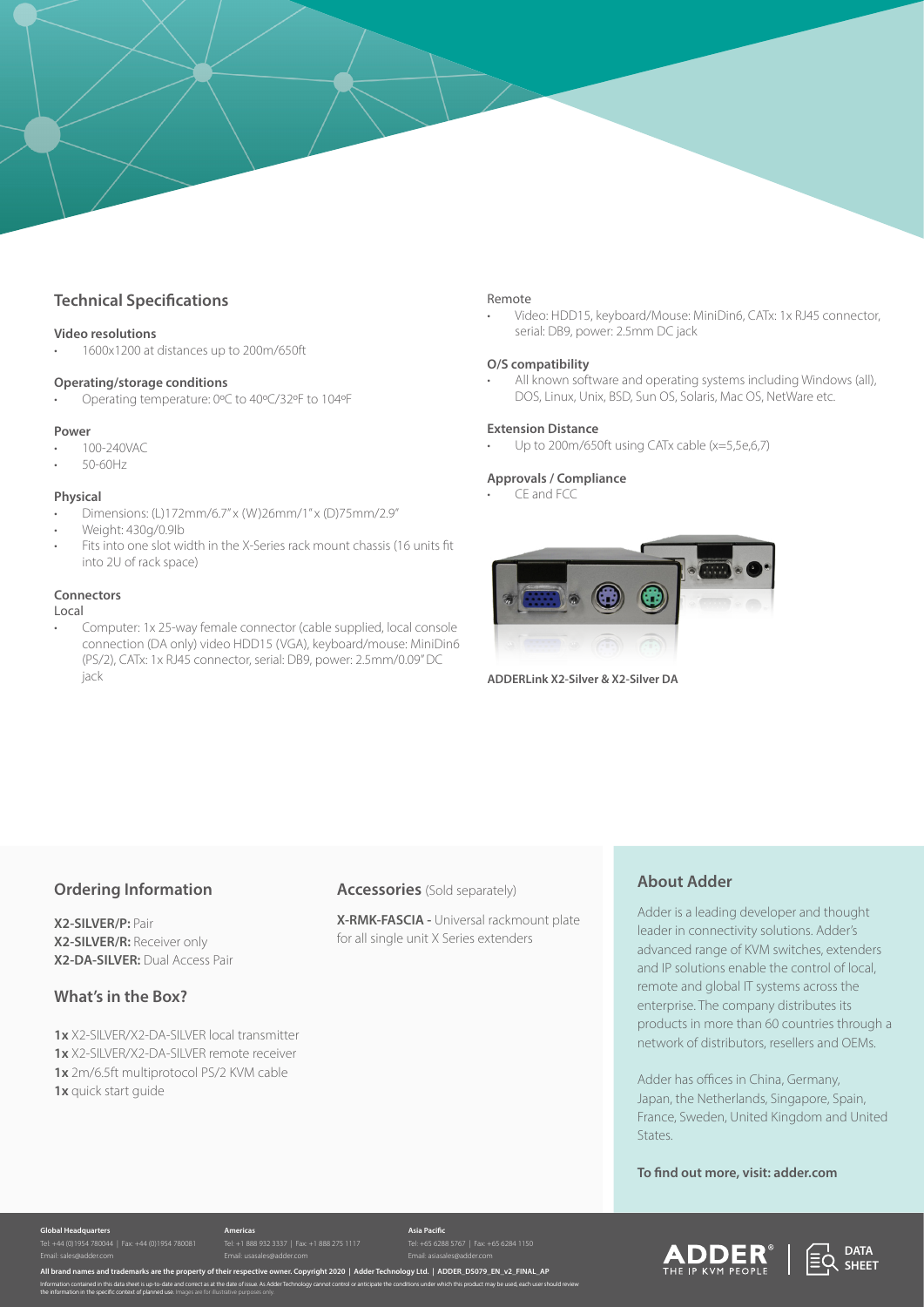## Technical Specifications

### Video resolutions

- 1600x1200 at distances up to 200m/650ft

### Operating/storage conditions

- Operating temperature: 0ºC to 40ºC/32ºF to 104ºF

### Power

- 100-240VAC
- 50-60Hz

### Physical

- Dimensions: (L)172mm/6.7" x (W)26mm/1" x (D)75mm/2.9"
- Weight: 430g/0.9lb
- Fits into one slot width in the X-Series rack mount chassis (16 units fit into 2U of rack space)

### Connectors

Local

- Computer: 1x 25-way female connector (cable supplied, local console connection (DA only) video HDD15 (VGA), keyboard/mouse: MiniDin6 (PS/2), CATx: 1x RJ45 connector, serial: DB9, power: 2.5mm/0.09" DC jack

Remote

- Video: HDD15, keyboard/Mouse: MiniDin6, CATx: 1x RJ45 connector, serial: DB9, power: 2.5mm DC jack

### O/S compatibility

- All known software and operating systems including Windows (all), DOS, Linux, Unix, BSD, Sun OS, Solaris, Mac OS, NetWare etc.

### Extension Distance

- Up to 200m/650ft using CATx cable (x=5,5e,6,7)

### Approvals / Compliance

- CE and FCC

ADDERLink X2-Silver & X2-Silver DA

## Ordering Information

**X2-SILVER/P:** Pair
**X2-SILVER/R:** Receiver only
**X2-DA-SILVER:** Dual Access Pair

## What's in the Box?

**1x** X2-SILVER/X2-DA-SILVER local transmitter
**1x** X2-SILVER/X2-DA-SILVER remote receiver
**1x** 2m/6.5ft multiprotocol PS/2 KVM cable
**1x** quick start guide

## Accessories (Sold separately)

**X-RMK-FASCIA -** Universal rackmount plate for all single unit X Series extenders

## About Adder

Adder is a leading developer and thought leader in connectivity solutions. Adder's advanced range of KVM switches, extenders and IP solutions enable the control of local, remote and global IT systems across the enterprise. The company distributes its products in more than 60 countries through a network of distributors, resellers and OEMs.

Adder has offices in China, Germany, Japan, the Netherlands, Singapore, Spain, France, Sweden, United Kingdom and United States.

**To find out more, visit: adder.com**

**Global Headquarters**
Tel: +44 (0)1954 780044 | Fax: +44 (0)1954 780081
Email: sales@adder.com

**Americas**
Tel: +1 888 932 3337 | Fax: +1 888 275 1117
Email: usasales@adder.com

**Asia Pacific**
Tel: +65 6288 5767 | Fax: +65 6284 1150
Email: asiasales@adder.com

**All brand names and trademarks are the property of their respective owner. Copyright 2020 | Adder Technology Ltd. | ADDER_DS079_EN_v2_FINAL_AP**

Information contained in this data sheet is up-to-date and correct as at the date of issue. As Adder Technology cannot control or anticipate the conditions under which this product may be used, each user should review the information in the specific context of planned use. Images are for illustrative purposes only.

ADDER® THE IP KVM PEOPLE | DATA SHEET